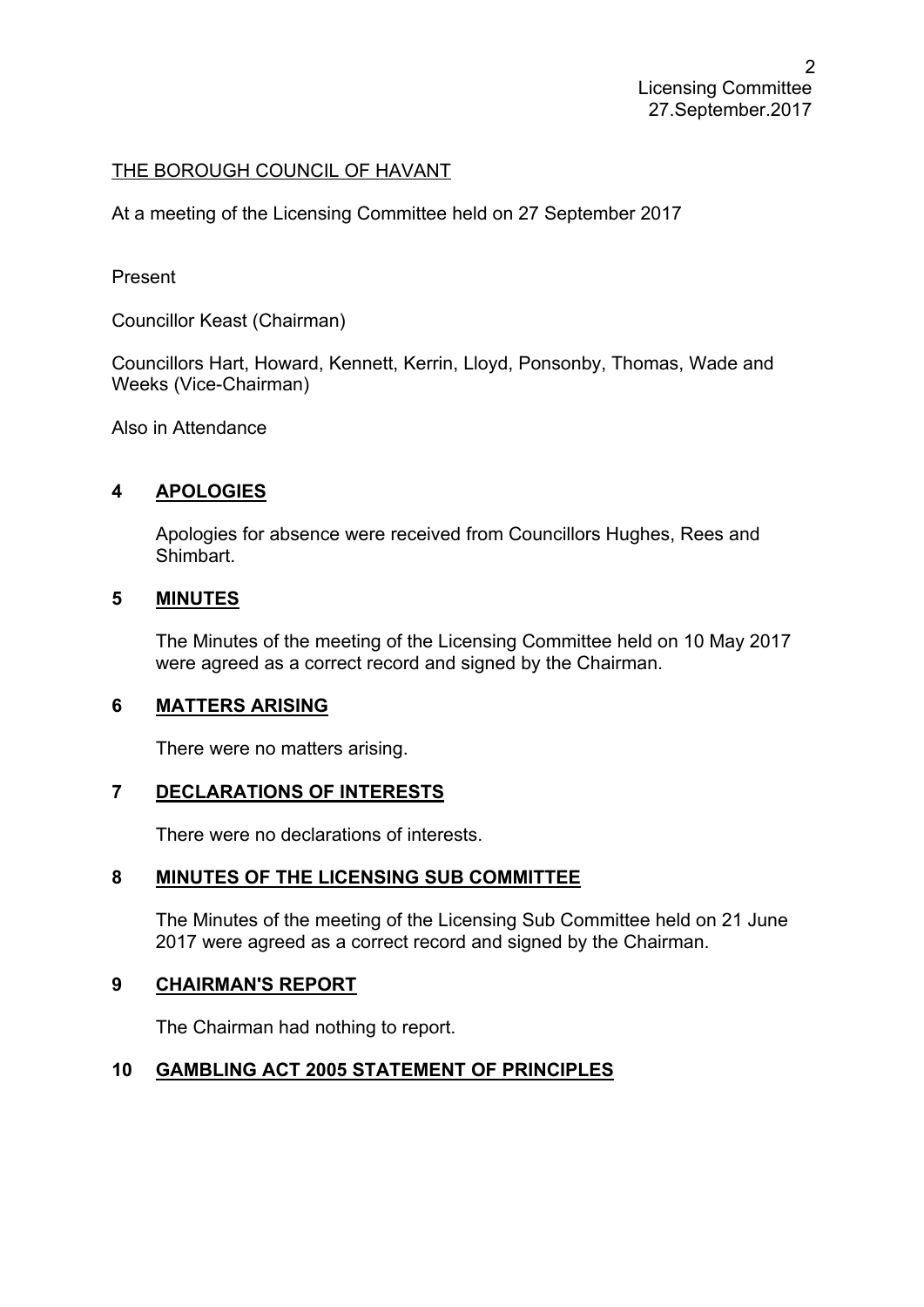THE BOROUGH COUNCIL OF HAVANT

At a meeting of the Licensing Committee held on 27 September 2017

Present

Councillor Keast (Chairman)

Councillors Hart, Howard, Kennett, Kerrin, Lloyd, Ponsonby, Thomas, Wade and Weeks (Vice-Chairman)

Also in Attendance

## 4 APOLOGIES

Apologies for absence were received from Councillors Hughes, Rees and Shimbart.

## 5 MINUTES

The Minutes of the meeting of the Licensing Committee held on 10 May 2017 were agreed as a correct record and signed by the Chairman.

## 6 MATTERS ARISING

There were no matters arising.

## 7 DECLARATIONS OF INTERESTS

There were no declarations of interests.

## 8 MINUTES OF THE LICENSING SUB COMMITTEE

The Minutes of the meeting of the Licensing Sub Committee held on 21 June 2017 were agreed as a correct record and signed by the Chairman.

## 9 CHAIRMAN'S REPORT

The Chairman had nothing to report.

## 10 GAMBLING ACT 2005 STATEMENT OF PRINCIPLES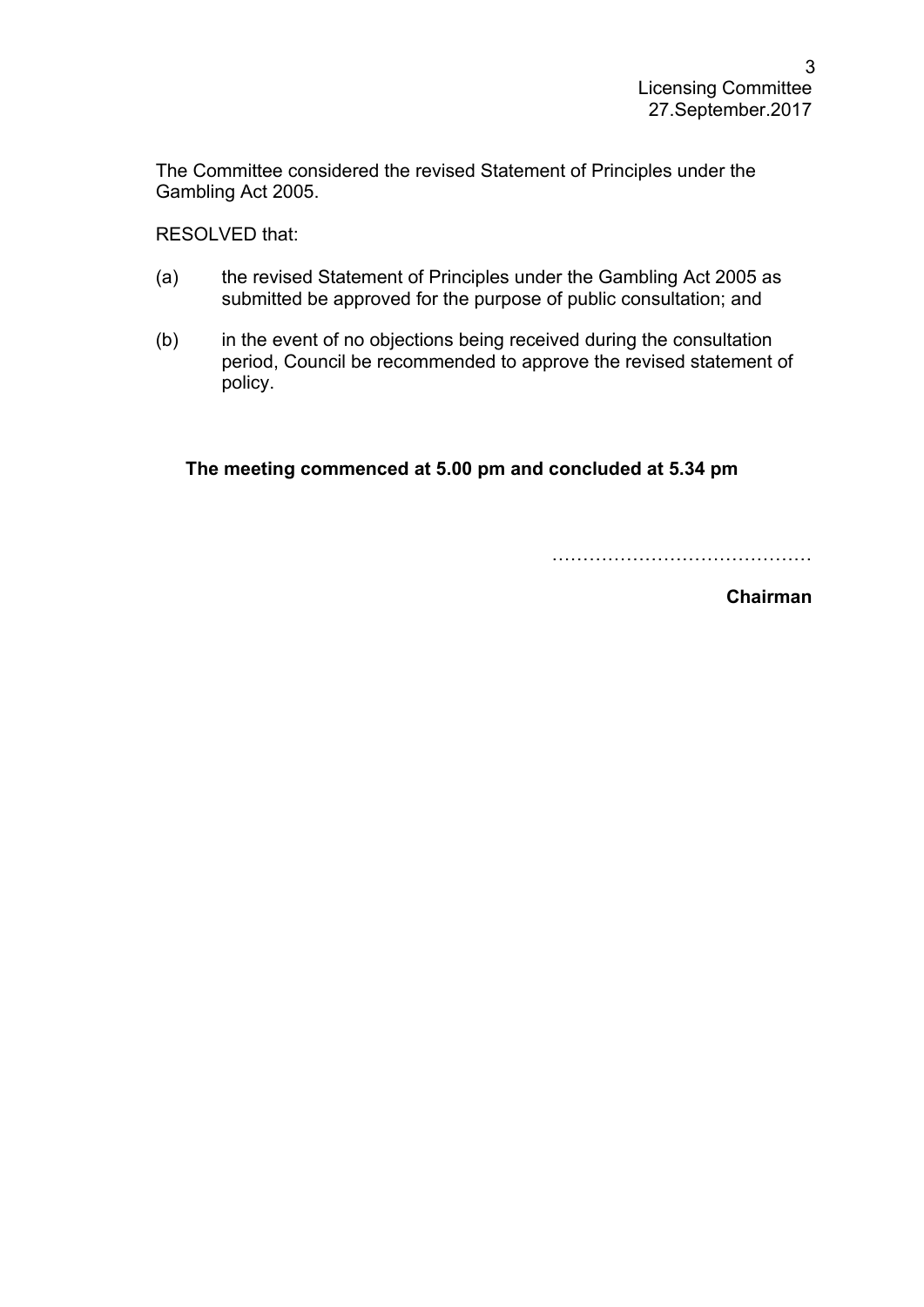The Committee considered the revised Statement of Principles under the Gambling Act 2005.

RESOLVED that:

(a) the revised Statement of Principles under the Gambling Act 2005 as submitted be approved for the purpose of public consultation; and

(b) in the event of no objections being received during the consultation period, Council be recommended to approve the revised statement of policy.

**The meeting commenced at 5.00 pm and concluded at 5.34 pm**

……………………………………

**Chairman**